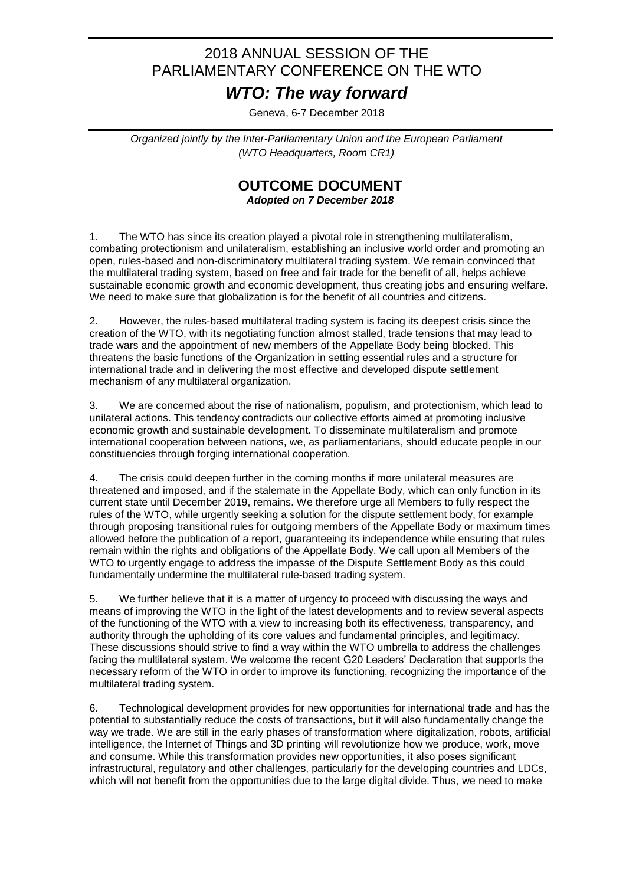# 2018 ANNUAL SESSION OF THE PARLIAMENTARY CONFERENCE ON THE WTO

## *WTO: The way forward*

Geneva, 6-7 December 2018

*Organized jointly by the Inter-Parliamentary Union and the European Parliament (WTO Headquarters, Room CR1)*

## OUTCOME DOCUMENT

***Adopted on 7 December 2018***

1. The WTO has since its creation played a pivotal role in strengthening multilateralism, combating protectionism and unilateralism, establishing an inclusive world order and promoting an open, rules-based and non-discriminatory multilateral trading system. We remain convinced that the multilateral trading system, based on free and fair trade for the benefit of all, helps achieve sustainable economic growth and economic development, thus creating jobs and ensuring welfare. We need to make sure that globalization is for the benefit of all countries and citizens.

2. However, the rules-based multilateral trading system is facing its deepest crisis since the creation of the WTO, with its negotiating function almost stalled, trade tensions that may lead to trade wars and the appointment of new members of the Appellate Body being blocked. This threatens the basic functions of the Organization in setting essential rules and a structure for international trade and in delivering the most effective and developed dispute settlement mechanism of any multilateral organization.

3. We are concerned about the rise of nationalism, populism, and protectionism, which lead to unilateral actions. This tendency contradicts our collective efforts aimed at promoting inclusive economic growth and sustainable development. To disseminate multilateralism and promote international cooperation between nations, we, as parliamentarians, should educate people in our constituencies through forging international cooperation.

4. The crisis could deepen further in the coming months if more unilateral measures are threatened and imposed, and if the stalemate in the Appellate Body, which can only function in its current state until December 2019, remains. We therefore urge all Members to fully respect the rules of the WTO, while urgently seeking a solution for the dispute settlement body, for example through proposing transitional rules for outgoing members of the Appellate Body or maximum times allowed before the publication of a report, guaranteeing its independence while ensuring that rules remain within the rights and obligations of the Appellate Body. We call upon all Members of the WTO to urgently engage to address the impasse of the Dispute Settlement Body as this could fundamentally undermine the multilateral rule-based trading system.

5. We further believe that it is a matter of urgency to proceed with discussing the ways and means of improving the WTO in the light of the latest developments and to review several aspects of the functioning of the WTO with a view to increasing both its effectiveness, transparency, and authority through the upholding of its core values and fundamental principles, and legitimacy. These discussions should strive to find a way within the WTO umbrella to address the challenges facing the multilateral system. We welcome the recent G20 Leaders' Declaration that supports the necessary reform of the WTO in order to improve its functioning, recognizing the importance of the multilateral trading system.

6. Technological development provides for new opportunities for international trade and has the potential to substantially reduce the costs of transactions, but it will also fundamentally change the way we trade. We are still in the early phases of transformation where digitalization, robots, artificial intelligence, the Internet of Things and 3D printing will revolutionize how we produce, work, move and consume. While this transformation provides new opportunities, it also poses significant infrastructural, regulatory and other challenges, particularly for the developing countries and LDCs, which will not benefit from the opportunities due to the large digital divide. Thus, we need to make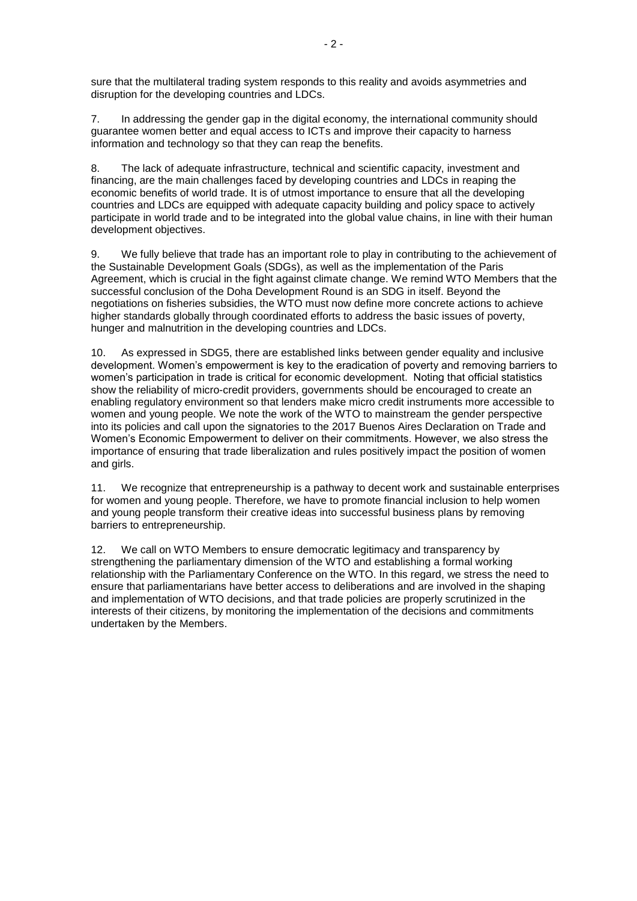sure that the multilateral trading system responds to this reality and avoids asymmetries and disruption for the developing countries and LDCs.

7. In addressing the gender gap in the digital economy, the international community should guarantee women better and equal access to ICTs and improve their capacity to harness information and technology so that they can reap the benefits.

8. The lack of adequate infrastructure, technical and scientific capacity, investment and financing, are the main challenges faced by developing countries and LDCs in reaping the economic benefits of world trade. It is of utmost importance to ensure that all the developing countries and LDCs are equipped with adequate capacity building and policy space to actively participate in world trade and to be integrated into the global value chains, in line with their human development objectives.

9. We fully believe that trade has an important role to play in contributing to the achievement of the Sustainable Development Goals (SDGs), as well as the implementation of the Paris Agreement, which is crucial in the fight against climate change. We remind WTO Members that the successful conclusion of the Doha Development Round is an SDG in itself. Beyond the negotiations on fisheries subsidies, the WTO must now define more concrete actions to achieve higher standards globally through coordinated efforts to address the basic issues of poverty, hunger and malnutrition in the developing countries and LDCs.

10. As expressed in SDG5, there are established links between gender equality and inclusive development. Women's empowerment is key to the eradication of poverty and removing barriers to women's participation in trade is critical for economic development. Noting that official statistics show the reliability of micro-credit providers, governments should be encouraged to create an enabling regulatory environment so that lenders make micro credit instruments more accessible to women and young people. We note the work of the WTO to mainstream the gender perspective into its policies and call upon the signatories to the 2017 Buenos Aires Declaration on Trade and Women's Economic Empowerment to deliver on their commitments. However, we also stress the importance of ensuring that trade liberalization and rules positively impact the position of women and girls.

11. We recognize that entrepreneurship is a pathway to decent work and sustainable enterprises for women and young people. Therefore, we have to promote financial inclusion to help women and young people transform their creative ideas into successful business plans by removing barriers to entrepreneurship.

12. We call on WTO Members to ensure democratic legitimacy and transparency by strengthening the parliamentary dimension of the WTO and establishing a formal working relationship with the Parliamentary Conference on the WTO. In this regard, we stress the need to ensure that parliamentarians have better access to deliberations and are involved in the shaping and implementation of WTO decisions, and that trade policies are properly scrutinized in the interests of their citizens, by monitoring the implementation of the decisions and commitments undertaken by the Members.